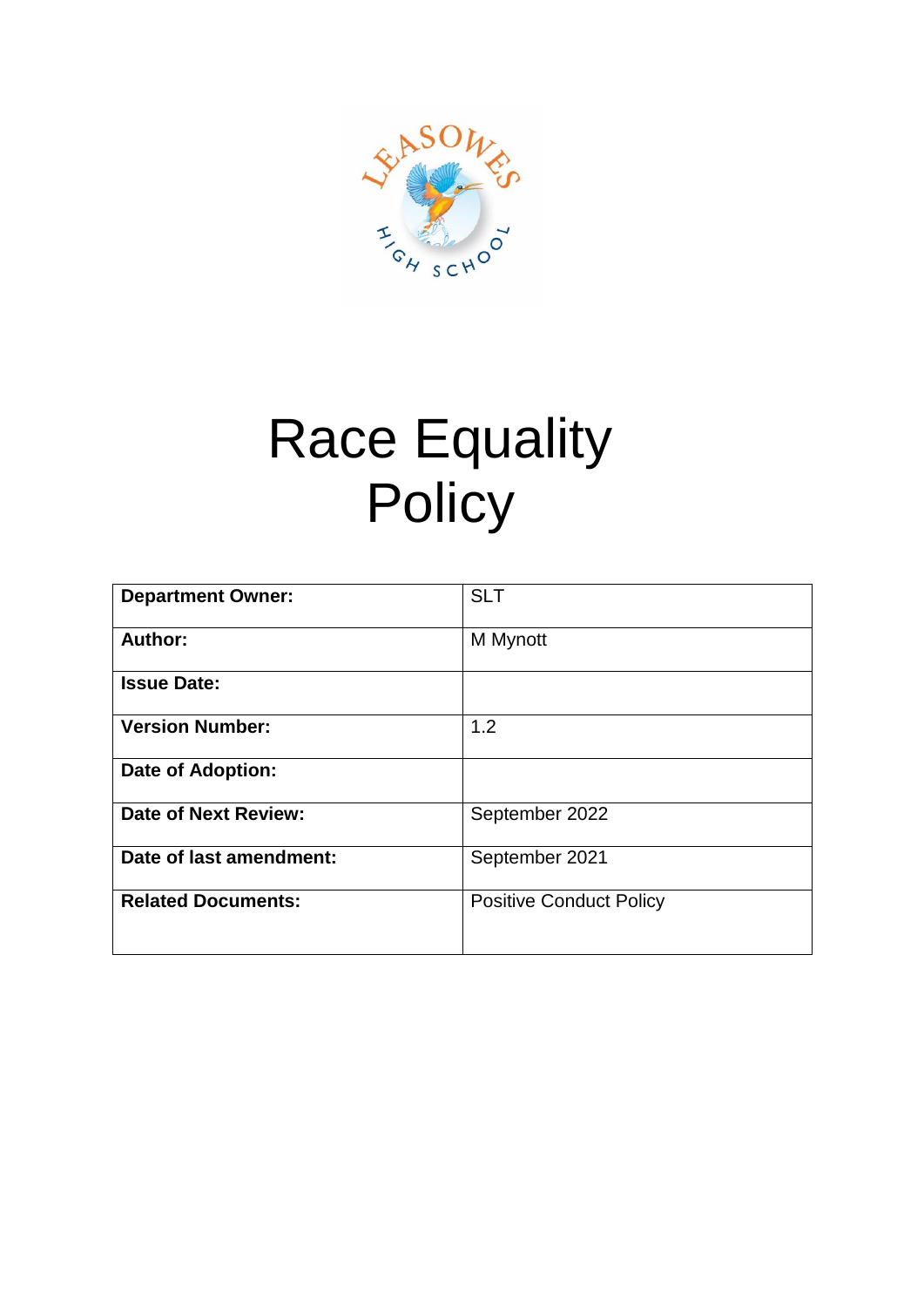# Race Equality Policy

| | |
|---|---|
| **Department Owner:** | SLT |
| **Author:** | M Mynott |
| **Issue Date:** | |
| **Version Number:** | 1.2 |
| **Date of Adoption:** | |
| **Date of Next Review:** | September 2022 |
| **Date of last amendment:** | September 2021 |
| **Related Documents:** | Positive Conduct Policy |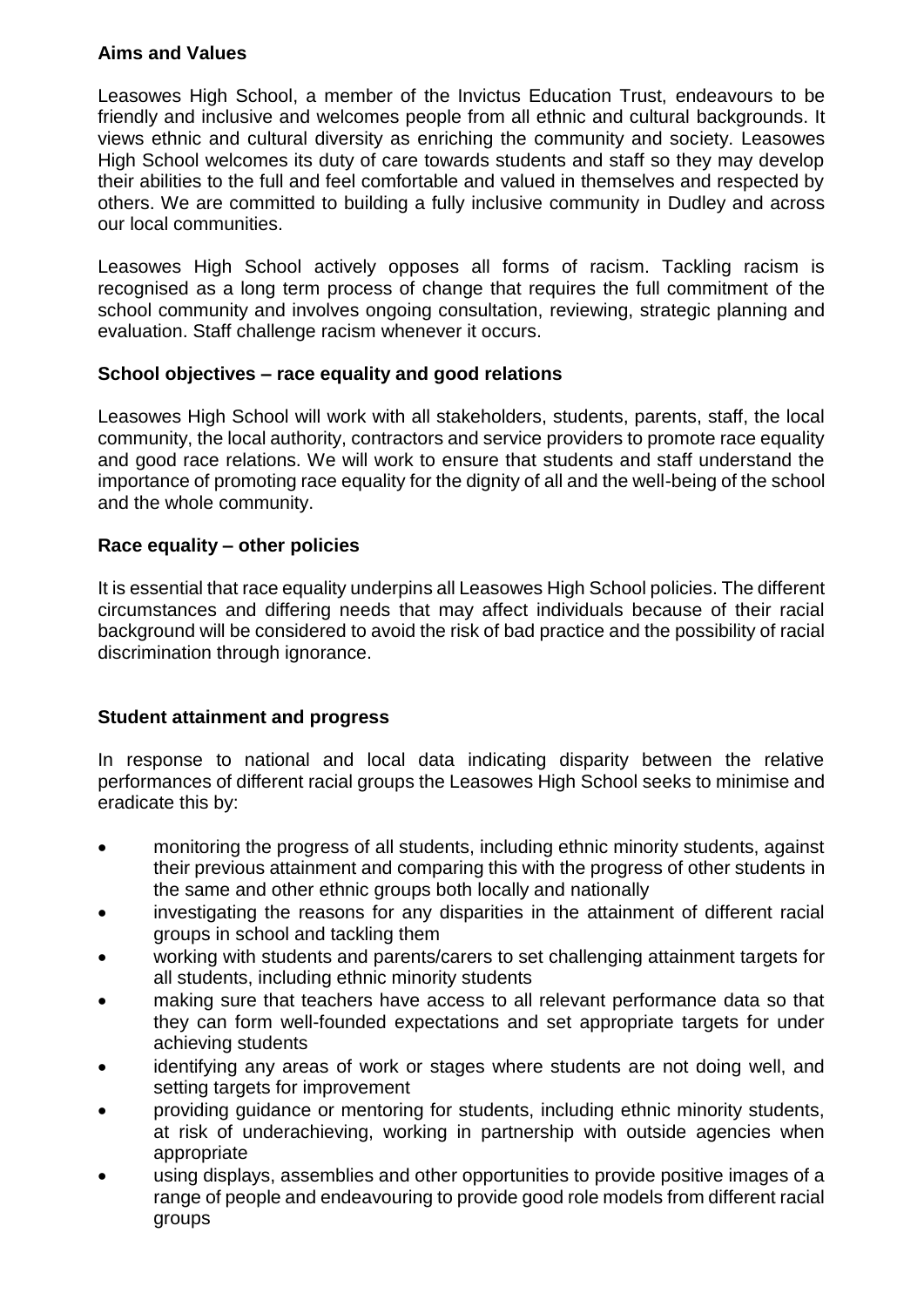## Aims and Values

Leasowes High School, a member of the Invictus Education Trust, endeavours to be friendly and inclusive and welcomes people from all ethnic and cultural backgrounds. It views ethnic and cultural diversity as enriching the community and society. Leasowes High School welcomes its duty of care towards students and staff so they may develop their abilities to the full and feel comfortable and valued in themselves and respected by others. We are committed to building a fully inclusive community in Dudley and across our local communities.

Leasowes High School actively opposes all forms of racism. Tackling racism is recognised as a long term process of change that requires the full commitment of the school community and involves ongoing consultation, reviewing, strategic planning and evaluation. Staff challenge racism whenever it occurs.

## School objectives – race equality and good relations

Leasowes High School will work with all stakeholders, students, parents, staff, the local community, the local authority, contractors and service providers to promote race equality and good race relations. We will work to ensure that students and staff understand the importance of promoting race equality for the dignity of all and the well-being of the school and the whole community.

## Race equality – other policies

It is essential that race equality underpins all Leasowes High School policies. The different circumstances and differing needs that may affect individuals because of their racial background will be considered to avoid the risk of bad practice and the possibility of racial discrimination through ignorance.

## Student attainment and progress

In response to national and local data indicating disparity between the relative performances of different racial groups the Leasowes High School seeks to minimise and eradicate this by:

- monitoring the progress of all students, including ethnic minority students, against their previous attainment and comparing this with the progress of other students in the same and other ethnic groups both locally and nationally
- investigating the reasons for any disparities in the attainment of different racial groups in school and tackling them
- working with students and parents/carers to set challenging attainment targets for all students, including ethnic minority students
- making sure that teachers have access to all relevant performance data so that they can form well-founded expectations and set appropriate targets for under achieving students
- identifying any areas of work or stages where students are not doing well, and setting targets for improvement
- providing guidance or mentoring for students, including ethnic minority students, at risk of underachieving, working in partnership with outside agencies when appropriate
- using displays, assemblies and other opportunities to provide positive images of a range of people and endeavouring to provide good role models from different racial groups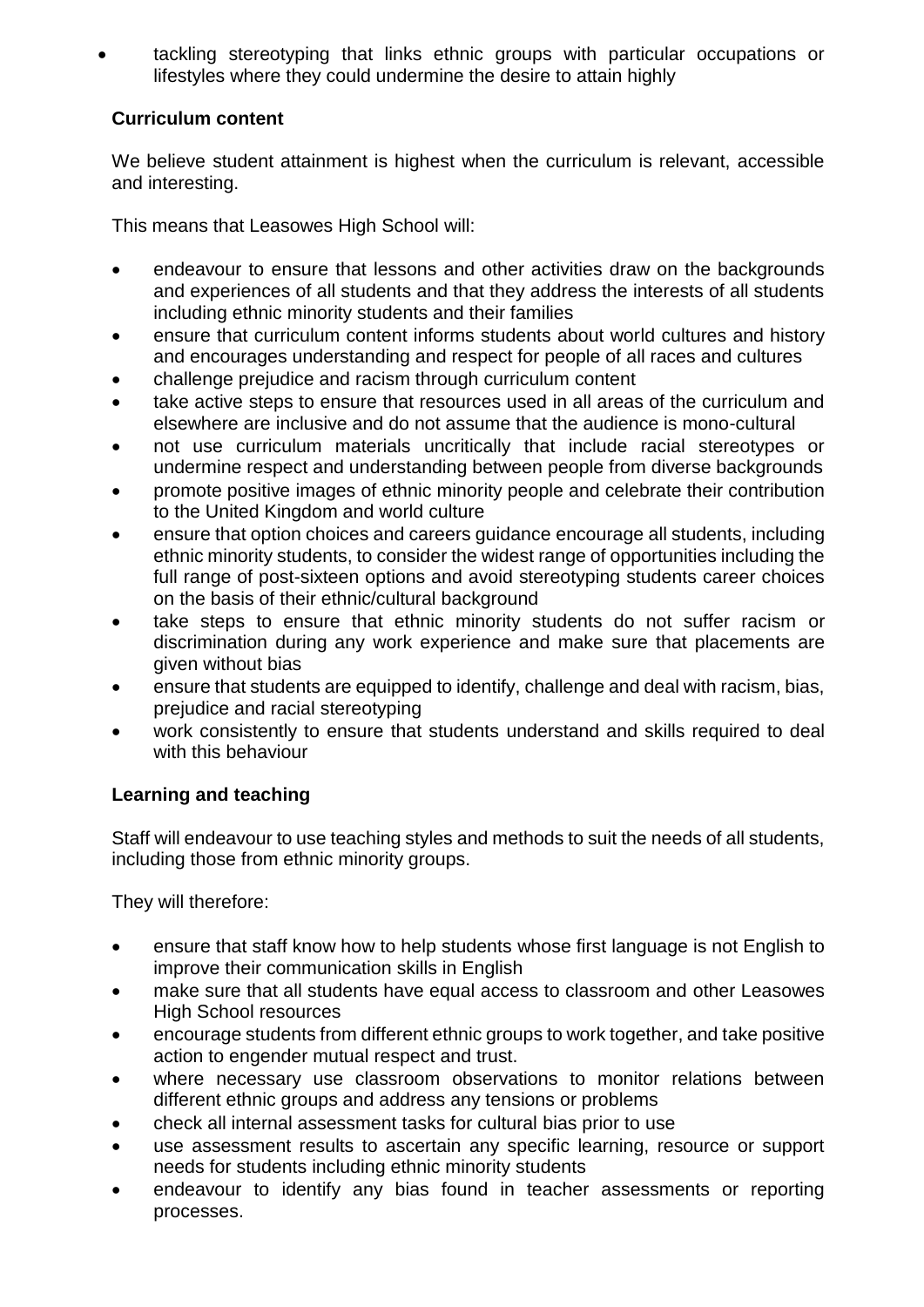- tackling stereotyping that links ethnic groups with particular occupations or lifestyles where they could undermine the desire to attain highly

**Curriculum content**

We believe student attainment is highest when the curriculum is relevant, accessible and interesting.

This means that Leasowes High School will:

- endeavour to ensure that lessons and other activities draw on the backgrounds and experiences of all students and that they address the interests of all students including ethnic minority students and their families
- ensure that curriculum content informs students about world cultures and history and encourages understanding and respect for people of all races and cultures
- challenge prejudice and racism through curriculum content
- take active steps to ensure that resources used in all areas of the curriculum and elsewhere are inclusive and do not assume that the audience is mono-cultural
- not use curriculum materials uncritically that include racial stereotypes or undermine respect and understanding between people from diverse backgrounds
- promote positive images of ethnic minority people and celebrate their contribution to the United Kingdom and world culture
- ensure that option choices and careers guidance encourage all students, including ethnic minority students, to consider the widest range of opportunities including the full range of post-sixteen options and avoid stereotyping students career choices on the basis of their ethnic/cultural background
- take steps to ensure that ethnic minority students do not suffer racism or discrimination during any work experience and make sure that placements are given without bias
- ensure that students are equipped to identify, challenge and deal with racism, bias, prejudice and racial stereotyping
- work consistently to ensure that students understand and skills required to deal with this behaviour

**Learning and teaching**

Staff will endeavour to use teaching styles and methods to suit the needs of all students, including those from ethnic minority groups.

They will therefore:

- ensure that staff know how to help students whose first language is not English to improve their communication skills in English
- make sure that all students have equal access to classroom and other Leasowes High School resources
- encourage students from different ethnic groups to work together, and take positive action to engender mutual respect and trust.
- where necessary use classroom observations to monitor relations between different ethnic groups and address any tensions or problems
- check all internal assessment tasks for cultural bias prior to use
- use assessment results to ascertain any specific learning, resource or support needs for students including ethnic minority students
- endeavour to identify any bias found in teacher assessments or reporting processes.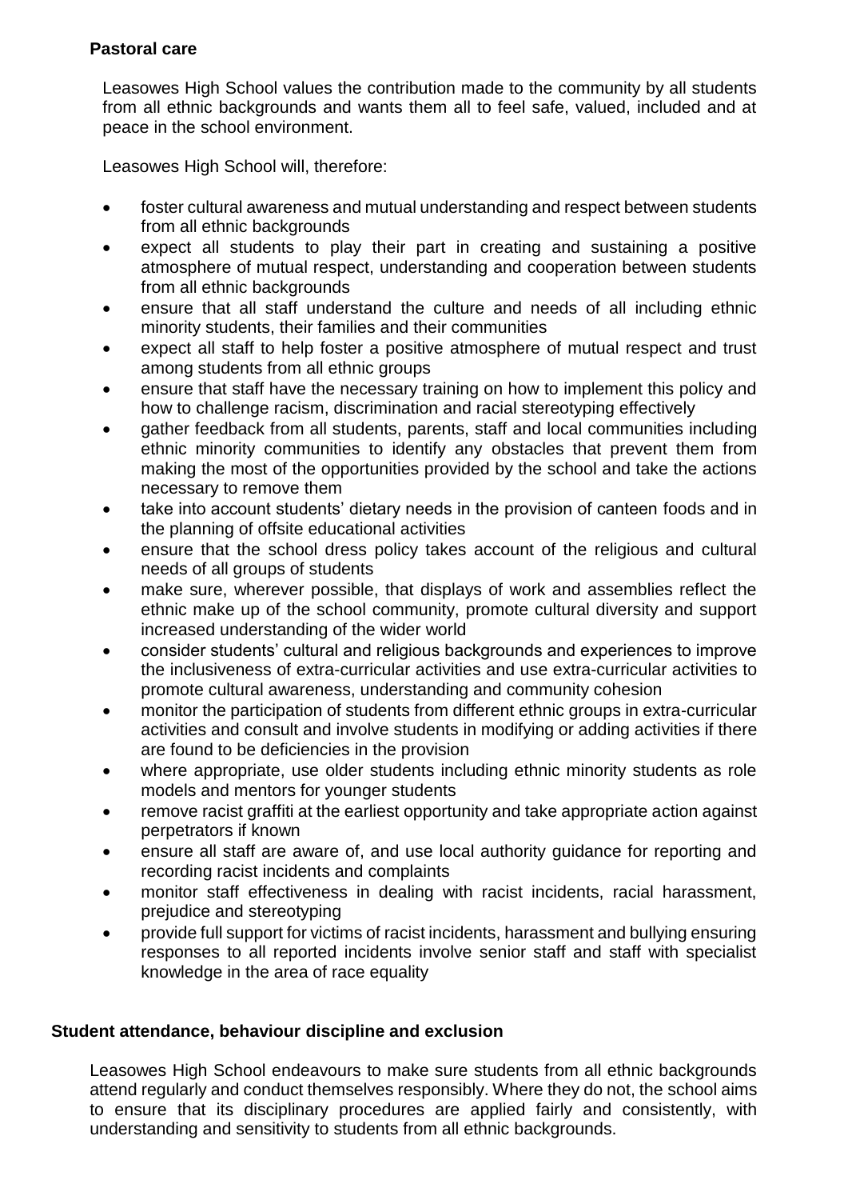**Pastoral care**

Leasowes High School values the contribution made to the community by all students from all ethnic backgrounds and wants them all to feel safe, valued, included and at peace in the school environment.

Leasowes High School will, therefore:

- foster cultural awareness and mutual understanding and respect between students from all ethnic backgrounds
- expect all students to play their part in creating and sustaining a positive atmosphere of mutual respect, understanding and cooperation between students from all ethnic backgrounds
- ensure that all staff understand the culture and needs of all including ethnic minority students, their families and their communities
- expect all staff to help foster a positive atmosphere of mutual respect and trust among students from all ethnic groups
- ensure that staff have the necessary training on how to implement this policy and how to challenge racism, discrimination and racial stereotyping effectively
- gather feedback from all students, parents, staff and local communities including ethnic minority communities to identify any obstacles that prevent them from making the most of the opportunities provided by the school and take the actions necessary to remove them
- take into account students' dietary needs in the provision of canteen foods and in the planning of offsite educational activities
- ensure that the school dress policy takes account of the religious and cultural needs of all groups of students
- make sure, wherever possible, that displays of work and assemblies reflect the ethnic make up of the school community, promote cultural diversity and support increased understanding of the wider world
- consider students' cultural and religious backgrounds and experiences to improve the inclusiveness of extra-curricular activities and use extra-curricular activities to promote cultural awareness, understanding and community cohesion
- monitor the participation of students from different ethnic groups in extra-curricular activities and consult and involve students in modifying or adding activities if there are found to be deficiencies in the provision
- where appropriate, use older students including ethnic minority students as role models and mentors for younger students
- remove racist graffiti at the earliest opportunity and take appropriate action against perpetrators if known
- ensure all staff are aware of, and use local authority guidance for reporting and recording racist incidents and complaints
- monitor staff effectiveness in dealing with racist incidents, racial harassment, prejudice and stereotyping
- provide full support for victims of racist incidents, harassment and bullying ensuring responses to all reported incidents involve senior staff and staff with specialist knowledge in the area of race equality

**Student attendance, behaviour discipline and exclusion**

Leasowes High School endeavours to make sure students from all ethnic backgrounds attend regularly and conduct themselves responsibly. Where they do not, the school aims to ensure that its disciplinary procedures are applied fairly and consistently, with understanding and sensitivity to students from all ethnic backgrounds.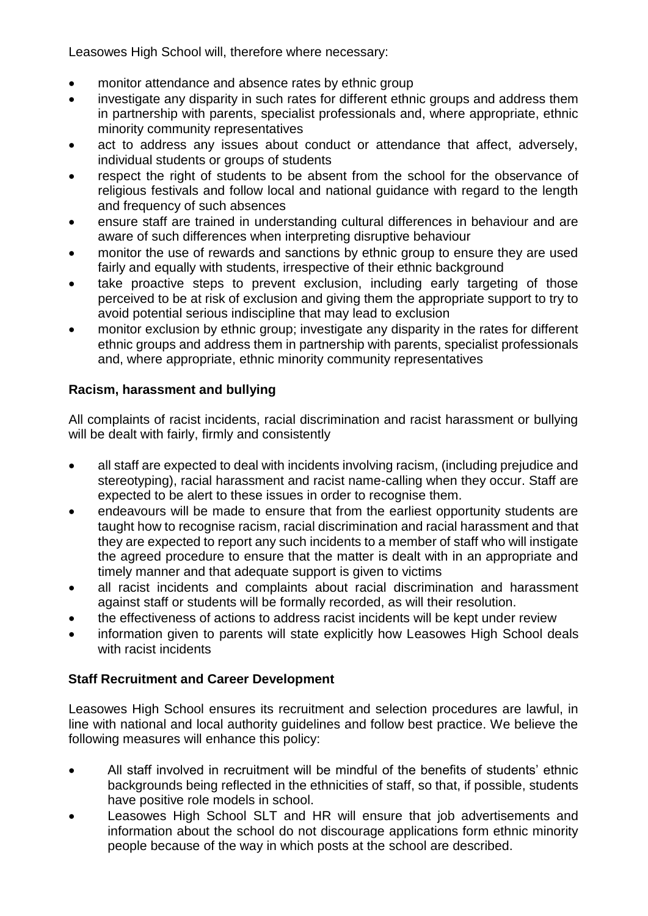Leasowes High School will, therefore where necessary:

- monitor attendance and absence rates by ethnic group
- investigate any disparity in such rates for different ethnic groups and address them in partnership with parents, specialist professionals and, where appropriate, ethnic minority community representatives
- act to address any issues about conduct or attendance that affect, adversely, individual students or groups of students
- respect the right of students to be absent from the school for the observance of religious festivals and follow local and national guidance with regard to the length and frequency of such absences
- ensure staff are trained in understanding cultural differences in behaviour and are aware of such differences when interpreting disruptive behaviour
- monitor the use of rewards and sanctions by ethnic group to ensure they are used fairly and equally with students, irrespective of their ethnic background
- take proactive steps to prevent exclusion, including early targeting of those perceived to be at risk of exclusion and giving them the appropriate support to try to avoid potential serious indiscipline that may lead to exclusion
- monitor exclusion by ethnic group; investigate any disparity in the rates for different ethnic groups and address them in partnership with parents, specialist professionals and, where appropriate, ethnic minority community representatives

**Racism, harassment and bullying**

All complaints of racist incidents, racial discrimination and racist harassment or bullying will be dealt with fairly, firmly and consistently

- all staff are expected to deal with incidents involving racism, (including prejudice and stereotyping), racial harassment and racist name-calling when they occur. Staff are expected to be alert to these issues in order to recognise them.
- endeavours will be made to ensure that from the earliest opportunity students are taught how to recognise racism, racial discrimination and racial harassment and that they are expected to report any such incidents to a member of staff who will instigate the agreed procedure to ensure that the matter is dealt with in an appropriate and timely manner and that adequate support is given to victims
- all racist incidents and complaints about racial discrimination and harassment against staff or students will be formally recorded, as will their resolution.
- the effectiveness of actions to address racist incidents will be kept under review
- information given to parents will state explicitly how Leasowes High School deals with racist incidents

**Staff Recruitment and Career Development**

Leasowes High School ensures its recruitment and selection procedures are lawful, in line with national and local authority guidelines and follow best practice. We believe the following measures will enhance this policy:

- All staff involved in recruitment will be mindful of the benefits of students' ethnic backgrounds being reflected in the ethnicities of staff, so that, if possible, students have positive role models in school.
- Leasowes High School SLT and HR will ensure that job advertisements and information about the school do not discourage applications form ethnic minority people because of the way in which posts at the school are described.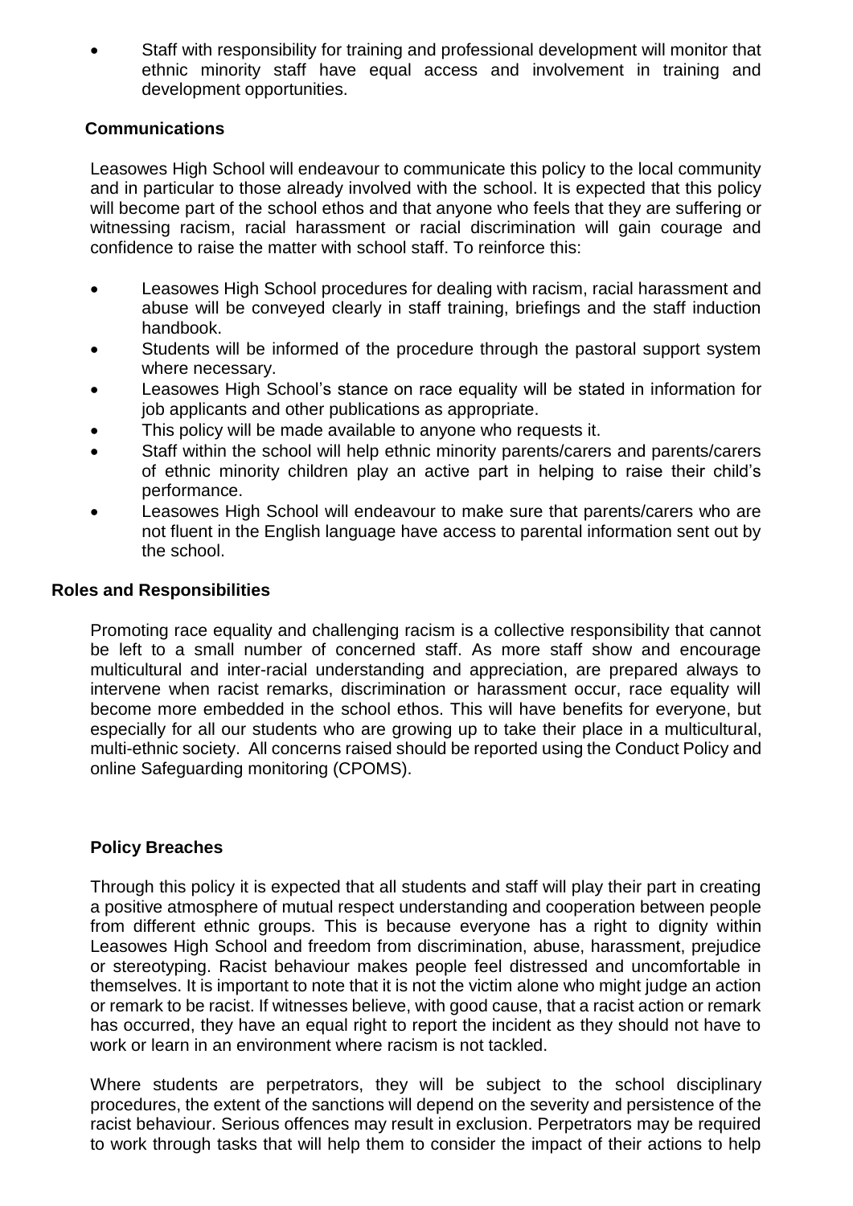- Staff with responsibility for training and professional development will monitor that ethnic minority staff have equal access and involvement in training and development opportunities.

## Communications

Leasowes High School will endeavour to communicate this policy to the local community and in particular to those already involved with the school. It is expected that this policy will become part of the school ethos and that anyone who feels that they are suffering or witnessing racism, racial harassment or racial discrimination will gain courage and confidence to raise the matter with school staff. To reinforce this:

- Leasowes High School procedures for dealing with racism, racial harassment and abuse will be conveyed clearly in staff training, briefings and the staff induction handbook.
- Students will be informed of the procedure through the pastoral support system where necessary.
- Leasowes High School's stance on race equality will be stated in information for job applicants and other publications as appropriate.
- This policy will be made available to anyone who requests it.
- Staff within the school will help ethnic minority parents/carers and parents/carers of ethnic minority children play an active part in helping to raise their child's performance.
- Leasowes High School will endeavour to make sure that parents/carers who are not fluent in the English language have access to parental information sent out by the school.

## Roles and Responsibilities

Promoting race equality and challenging racism is a collective responsibility that cannot be left to a small number of concerned staff. As more staff show and encourage multicultural and inter-racial understanding and appreciation, are prepared always to intervene when racist remarks, discrimination or harassment occur, race equality will become more embedded in the school ethos. This will have benefits for everyone, but especially for all our students who are growing up to take their place in a multicultural, multi-ethnic society. All concerns raised should be reported using the Conduct Policy and online Safeguarding monitoring (CPOMS).

## Policy Breaches

Through this policy it is expected that all students and staff will play their part in creating a positive atmosphere of mutual respect understanding and cooperation between people from different ethnic groups. This is because everyone has a right to dignity within Leasowes High School and freedom from discrimination, abuse, harassment, prejudice or stereotyping. Racist behaviour makes people feel distressed and uncomfortable in themselves. It is important to note that it is not the victim alone who might judge an action or remark to be racist. If witnesses believe, with good cause, that a racist action or remark has occurred, they have an equal right to report the incident as they should not have to work or learn in an environment where racism is not tackled.

Where students are perpetrators, they will be subject to the school disciplinary procedures, the extent of the sanctions will depend on the severity and persistence of the racist behaviour. Serious offences may result in exclusion. Perpetrators may be required to work through tasks that will help them to consider the impact of their actions to help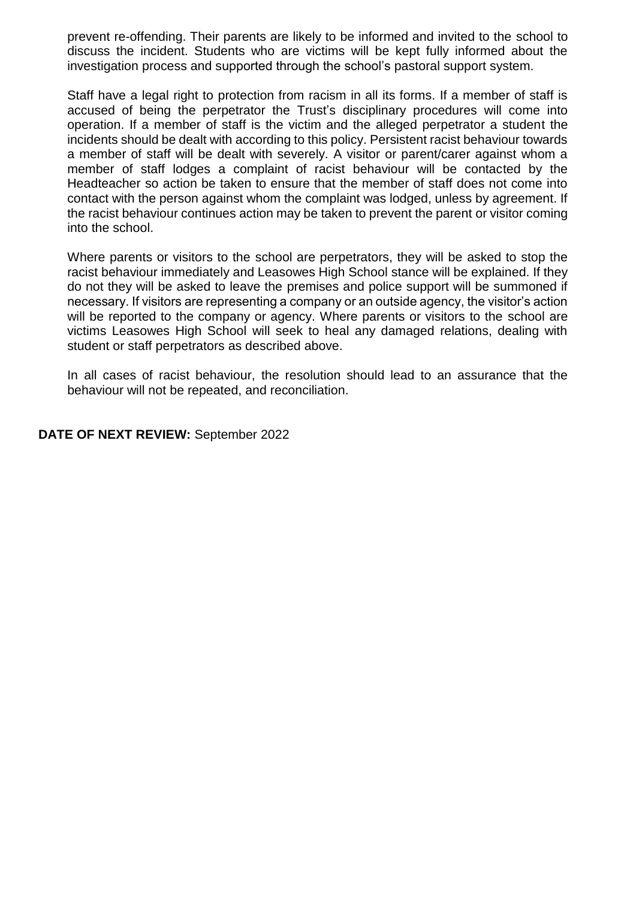prevent re-offending. Their parents are likely to be informed and invited to the school to discuss the incident. Students who are victims will be kept fully informed about the investigation process and supported through the school's pastoral support system.

Staff have a legal right to protection from racism in all its forms. If a member of staff is accused of being the perpetrator the Trust's disciplinary procedures will come into operation. If a member of staff is the victim and the alleged perpetrator a student the incidents should be dealt with according to this policy. Persistent racist behaviour towards a member of staff will be dealt with severely. A visitor or parent/carer against whom a member of staff lodges a complaint of racist behaviour will be contacted by the Headteacher so action be taken to ensure that the member of staff does not come into contact with the person against whom the complaint was lodged, unless by agreement. If the racist behaviour continues action may be taken to prevent the parent or visitor coming into the school.

Where parents or visitors to the school are perpetrators, they will be asked to stop the racist behaviour immediately and Leasowes High School stance will be explained. If they do not they will be asked to leave the premises and police support will be summoned if necessary. If visitors are representing a company or an outside agency, the visitor's action will be reported to the company or agency. Where parents or visitors to the school are victims Leasowes High School will seek to heal any damaged relations, dealing with student or staff perpetrators as described above.

In all cases of racist behaviour, the resolution should lead to an assurance that the behaviour will not be repeated, and reconciliation.

**DATE OF NEXT REVIEW:** September 2022